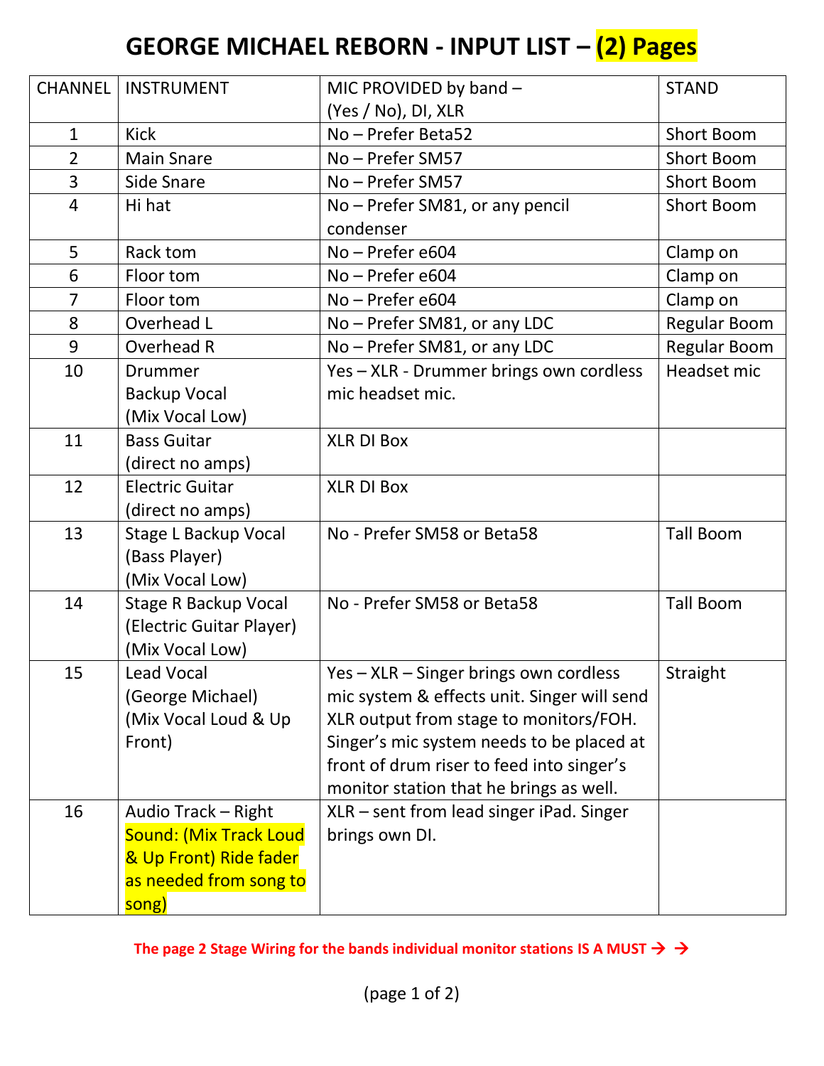# GEORGE MICHAEL REBORN - INPUT LIST – (2) Pages

| CHANNEL | INSTRUMENT | MIC PROVIDED by band – (Yes / No), DI, XLR | STAND |
|---|---|---|---|
| 1 | Kick | No – Prefer Beta52 | Short Boom |
| 2 | Main Snare | No – Prefer SM57 | Short Boom |
| 3 | Side Snare | No – Prefer SM57 | Short Boom |
| 4 | Hi hat | No – Prefer SM81, or any pencil condenser | Short Boom |
| 5 | Rack tom | No – Prefer e604 | Clamp on |
| 6 | Floor tom | No – Prefer e604 | Clamp on |
| 7 | Floor tom | No – Prefer e604 | Clamp on |
| 8 | Overhead L | No – Prefer SM81, or any LDC | Regular Boom |
| 9 | Overhead R | No – Prefer SM81, or any LDC | Regular Boom |
| 10 | Drummer Backup Vocal (Mix Vocal Low) | Yes – XLR - Drummer brings own cordless mic headset mic. | Headset mic |
| 11 | Bass Guitar (direct no amps) | XLR DI Box | |
| 12 | Electric Guitar (direct no amps) | XLR DI Box | |
| 13 | Stage L Backup Vocal (Bass Player) (Mix Vocal Low) | No - Prefer SM58 or Beta58 | Tall Boom |
| 14 | Stage R Backup Vocal (Electric Guitar Player) (Mix Vocal Low) | No - Prefer SM58 or Beta58 | Tall Boom |
| 15 | Lead Vocal (George Michael) (Mix Vocal Loud & Up Front) | Yes – XLR – Singer brings own cordless mic system & effects unit. Singer will send XLR output from stage to monitors/FOH. Singer's mic system needs to be placed at front of drum riser to feed into singer's monitor station that he brings as well. | Straight |
| 16 | Audio Track – Right Sound: (Mix Track Loud & Up Front) Ride fader as needed from song to song) | XLR – sent from lead singer iPad. Singer brings own DI. | |

**The page 2 Stage Wiring for the bands individual monitor stations IS A MUST → →**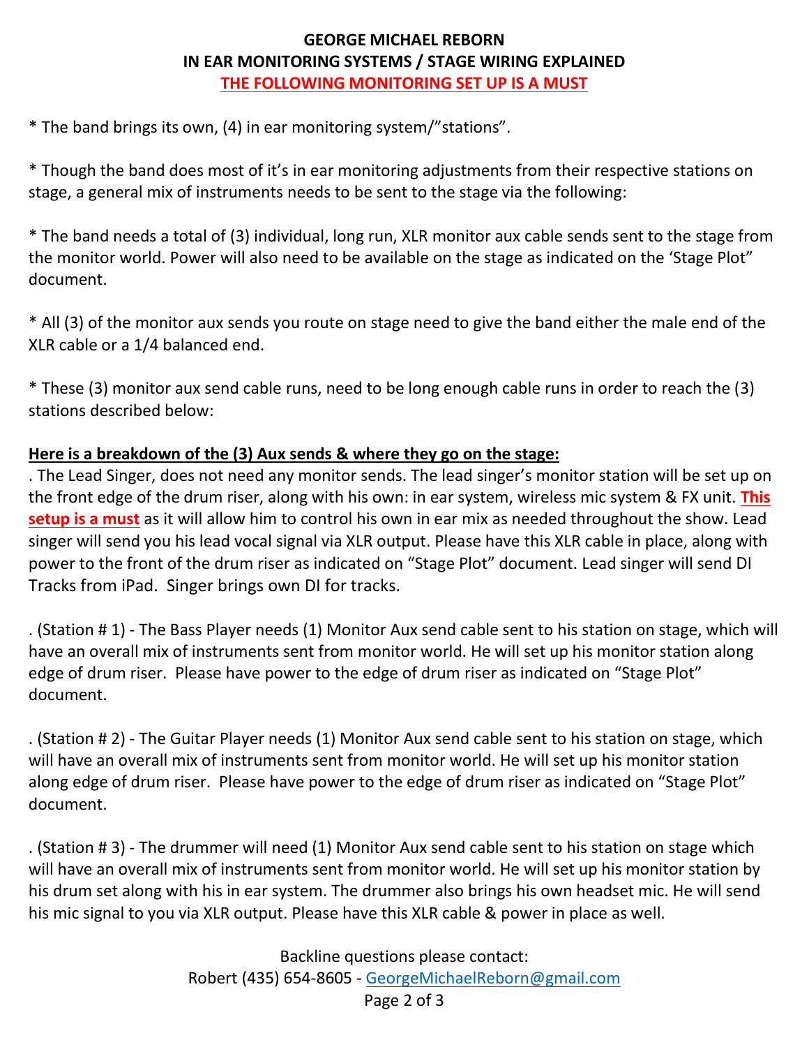# GEORGE MICHAEL REBORN
## IN EAR MONITORING SYSTEMS / STAGE WIRING EXPLAINED
## THE FOLLOWING MONITORING SET UP IS A MUST

* The band brings its own, (4) in ear monitoring system/"stations".

* Though the band does most of it's in ear monitoring adjustments from their respective stations on stage, a general mix of instruments needs to be sent to the stage via the following:

* The band needs a total of (3) individual, long run, XLR monitor aux cable sends sent to the stage from the monitor world. Power will also need to be available on the stage as indicated on the 'Stage Plot" document.

* All (3) of the monitor aux sends you route on stage need to give the band either the male end of the XLR cable or a 1/4 balanced end.

* These (3) monitor aux send cable runs, need to be long enough cable runs in order to reach the (3) stations described below:

**Here is a breakdown of the (3) Aux sends & where they go on the stage:**

. The Lead Singer, does not need any monitor sends. The lead singer's monitor station will be set up on the front edge of the drum riser, along with his own: in ear system, wireless mic system & FX unit. **This setup is a must** as it will allow him to control his own in ear mix as needed throughout the show. Lead singer will send you his lead vocal signal via XLR output. Please have this XLR cable in place, along with power to the front of the drum riser as indicated on "Stage Plot" document. Lead singer will send DI Tracks from iPad. Singer brings own DI for tracks.

. (Station # 1) - The Bass Player needs (1) Monitor Aux send cable sent to his station on stage, which will have an overall mix of instruments sent from monitor world. He will set up his monitor station along edge of drum riser. Please have power to the edge of drum riser as indicated on "Stage Plot" document.

. (Station # 2) - The Guitar Player needs (1) Monitor Aux send cable sent to his station on stage, which will have an overall mix of instruments sent from monitor world. He will set up his monitor station along edge of drum riser. Please have power to the edge of drum riser as indicated on "Stage Plot" document.

. (Station # 3) - The drummer will need (1) Monitor Aux send cable sent to his station on stage which will have an overall mix of instruments sent from monitor world. He will set up his monitor station by his drum set along with his in ear system. The drummer also brings his own headset mic. He will send his mic signal to you via XLR output. Please have this XLR cable & power in place as well.

Backline questions please contact:
Robert (435) 654-8605 - GeorgeMichaelReborn@gmail.com